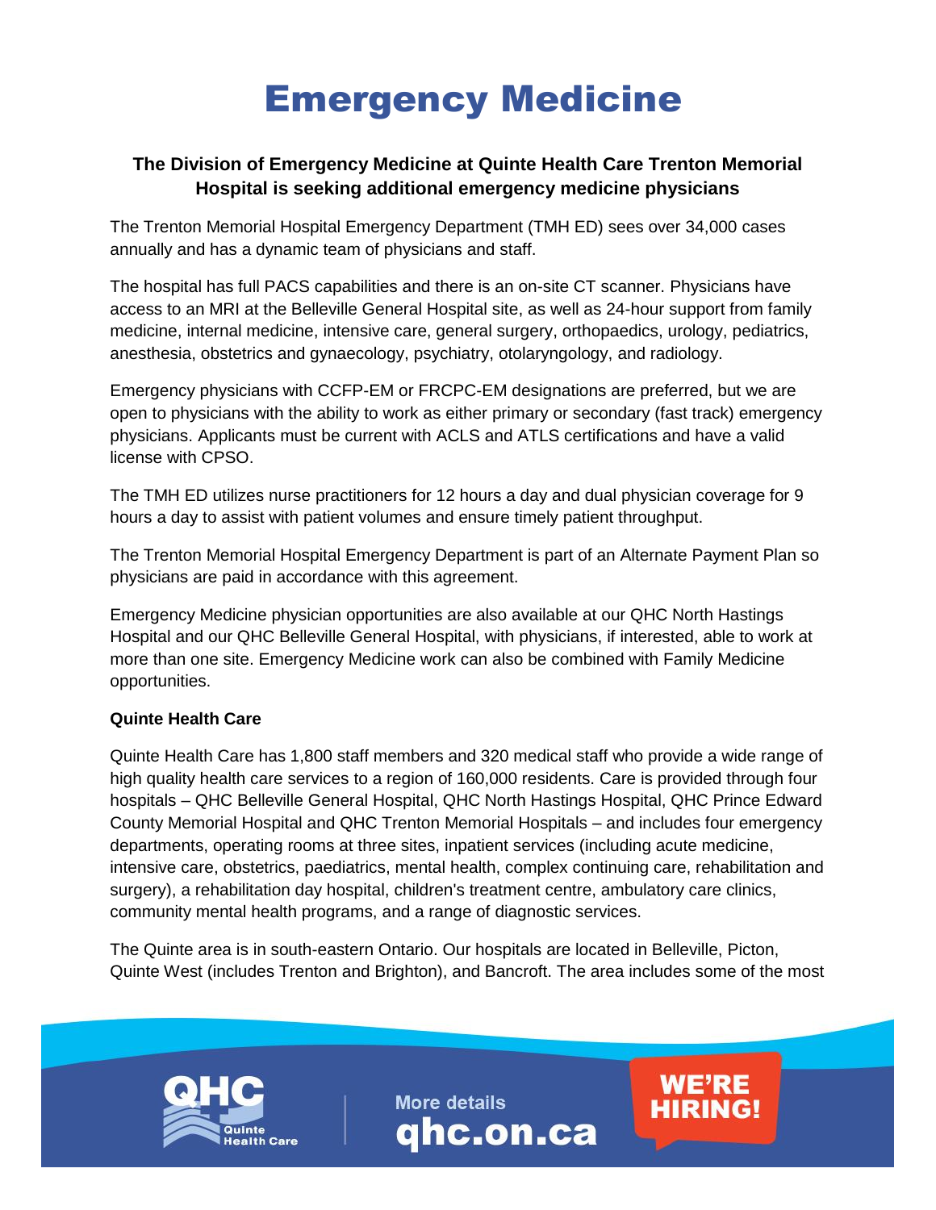# Emergency Medicine

**The Division of Emergency Medicine at Quinte Health Care Trenton Memorial Hospital is seeking additional emergency medicine physicians**

The Trenton Memorial Hospital Emergency Department (TMH ED) sees over 34,000 cases annually and has a dynamic team of physicians and staff.

The hospital has full PACS capabilities and there is an on-site CT scanner. Physicians have access to an MRI at the Belleville General Hospital site, as well as 24-hour support from family medicine, internal medicine, intensive care, general surgery, orthopaedics, urology, pediatrics, anesthesia, obstetrics and gynaecology, psychiatry, otolaryngology, and radiology.

Emergency physicians with CCFP-EM or FRCPC-EM designations are preferred, but we are open to physicians with the ability to work as either primary or secondary (fast track) emergency physicians. Applicants must be current with ACLS and ATLS certifications and have a valid license with CPSO.

The TMH ED utilizes nurse practitioners for 12 hours a day and dual physician coverage for 9 hours a day to assist with patient volumes and ensure timely patient throughput.

The Trenton Memorial Hospital Emergency Department is part of an Alternate Payment Plan so physicians are paid in accordance with this agreement.

Emergency Medicine physician opportunities are also available at our QHC North Hastings Hospital and our QHC Belleville General Hospital, with physicians, if interested, able to work at more than one site. Emergency Medicine work can also be combined with Family Medicine opportunities.

**Quinte Health Care**

Quinte Health Care has 1,800 staff members and 320 medical staff who provide a wide range of high quality health care services to a region of 160,000 residents. Care is provided through four hospitals – QHC Belleville General Hospital, QHC North Hastings Hospital, QHC Prince Edward County Memorial Hospital and QHC Trenton Memorial Hospitals – and includes four emergency departments, operating rooms at three sites, inpatient services (including acute medicine, intensive care, obstetrics, paediatrics, mental health, complex continuing care, rehabilitation and surgery), a rehabilitation day hospital, children's treatment centre, ambulatory care clinics, community mental health programs, and a range of diagnostic services.

The Quinte area is in south-eastern Ontario. Our hospitals are located in Belleville, Picton, Quinte West (includes Trenton and Brighton), and Bancroft. The area includes some of the most

QHC Quinte Health Care

More details **qhc.on.ca**

**WE'RE HIRING!**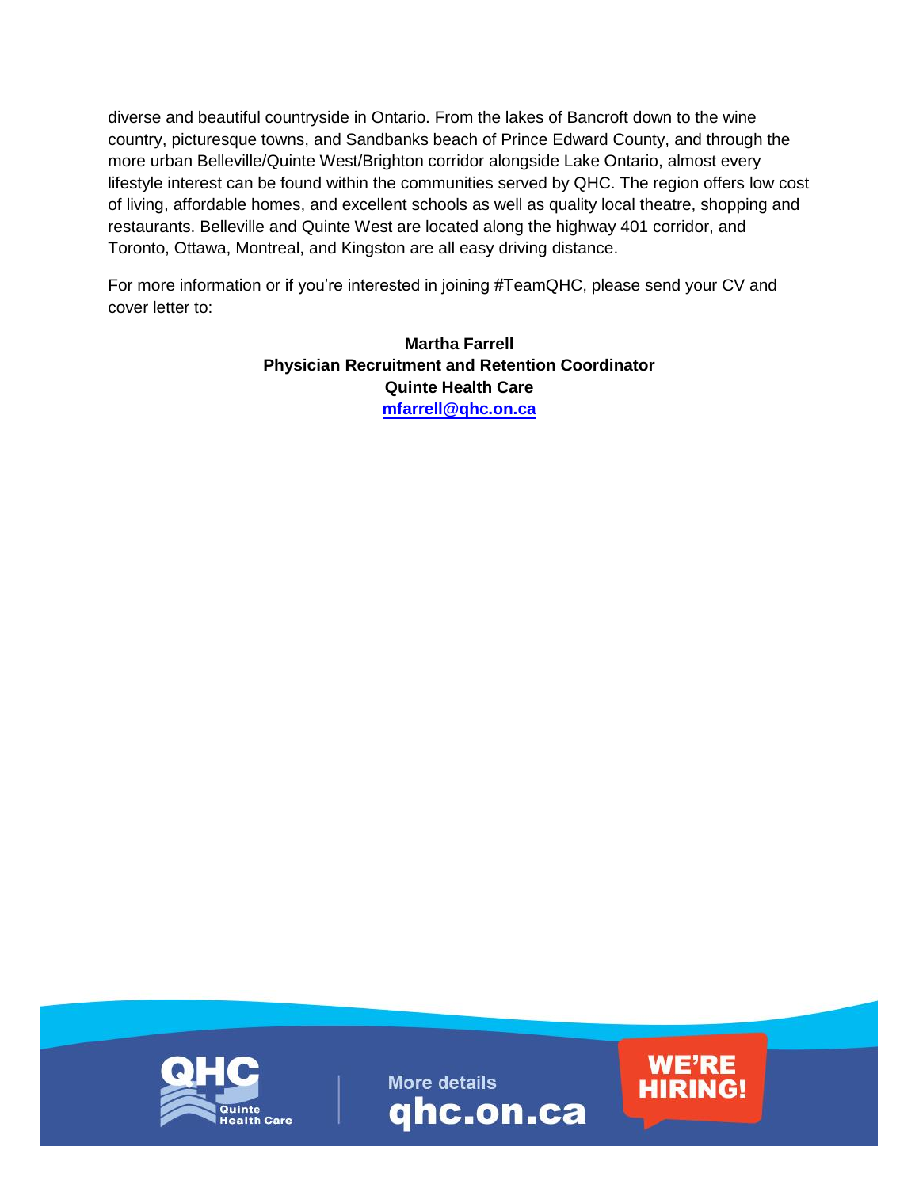diverse and beautiful countryside in Ontario. From the lakes of Bancroft down to the wine country, picturesque towns, and Sandbanks beach of Prince Edward County, and through the more urban Belleville/Quinte West/Brighton corridor alongside Lake Ontario, almost every lifestyle interest can be found within the communities served by QHC. The region offers low cost of living, affordable homes, and excellent schools as well as quality local theatre, shopping and restaurants. Belleville and Quinte West are located along the highway 401 corridor, and Toronto, Ottawa, Montreal, and Kingston are all easy driving distance.

For more information or if you're interested in joining #TeamQHC, please send your CV and cover letter to:

**Martha Farrell**
**Physician Recruitment and Retention Coordinator**
**Quinte Health Care**
**[mfarrell@qhc.on.ca](mailto:mfarrell@qhc.on.ca)**

QHC Quinte Health Care

More details
**qhc.on.ca**

**WE'RE HIRING!**